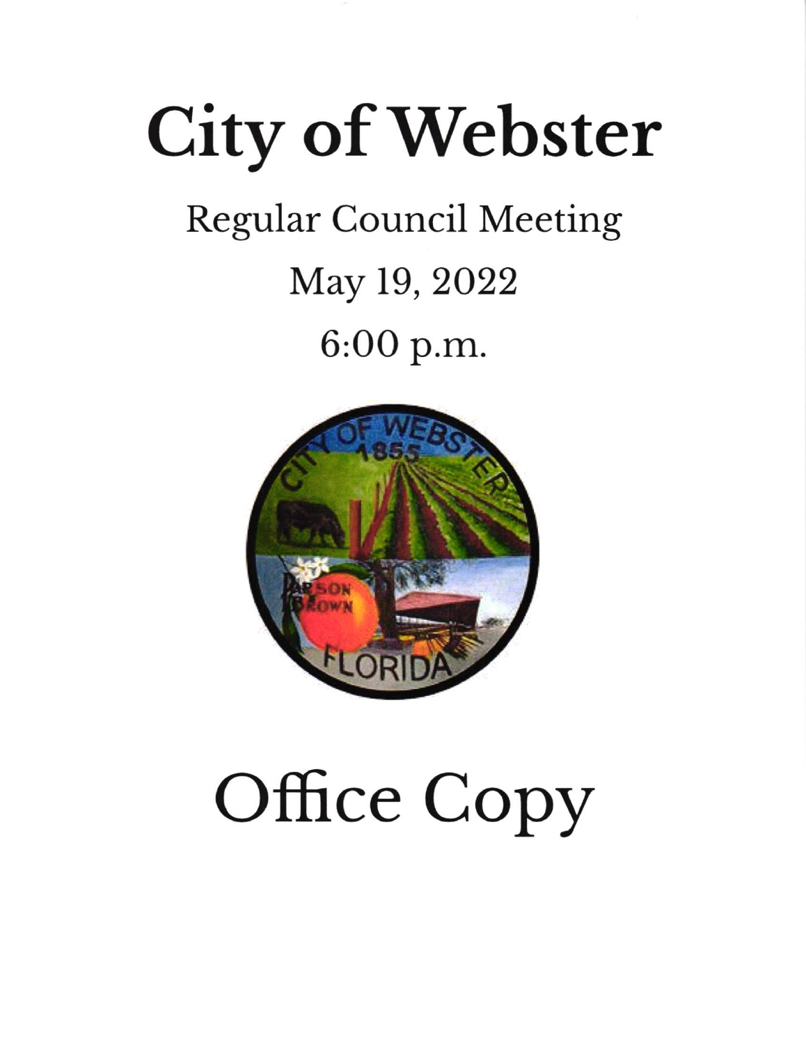# City of Webster

## Regular Council Meeting

## May 19, 2022

## 6:00 p.m.

# Office Copy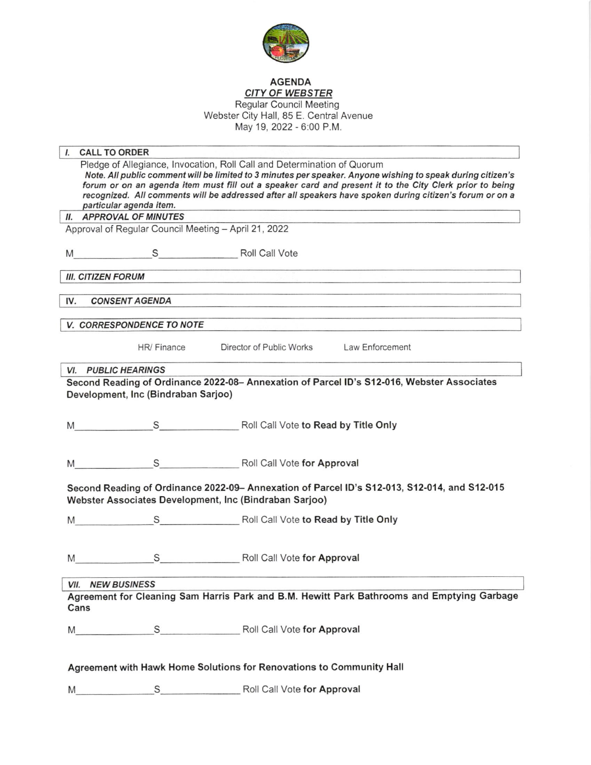# AGENDA

## *CITY OF WEBSTER*

Regular Council Meeting
Webster City Hall, 85 E. Central Avenue
May 19, 2022 - 6:00 P.M.

### I. CALL TO ORDER

Pledge of Allegiance, Invocation, Roll Call and Determination of Quorum

***Note. All public comment will be limited to 3 minutes per speaker. Anyone wishing to speak during citizen's forum or on an agenda item must fill out a speaker card and present it to the City Clerk prior to being recognized. All comments will be addressed after all speakers have spoken during citizen's forum or on a particular agenda item.***

### *II. APPROVAL OF MINUTES*

Approval of Regular Council Meeting – April 21, 2022

M_______________ S_______________ Roll Call Vote

### *III. CITIZEN FORUM*

### IV. *CONSENT AGENDA*

### *V. CORRESPONDENCE TO NOTE*

HR/ Finance Director of Public Works Law Enforcement

### *VI. PUBLIC HEARINGS*

**Second Reading of Ordinance 2022-08– Annexation of Parcel ID's S12-016, Webster Associates Development, Inc (Bindraban Sarjoo)**

M_______________ S_______________ Roll Call Vote **to Read by Title Only**

M_______________ S_______________ Roll Call Vote **for Approval**

**Second Reading of Ordinance 2022-09– Annexation of Parcel ID's S12-013, S12-014, and S12-015 Webster Associates Development, Inc (Bindraban Sarjoo)**

M_______________ S_______________ Roll Call Vote **to Read by Title Only**

M_______________ S_______________ Roll Call Vote **for Approval**

### *VII. NEW BUSINESS*

**Agreement for Cleaning Sam Harris Park and B.M. Hewitt Park Bathrooms and Emptying Garbage Cans**

M_______________ S_______________ Roll Call Vote **for Approval**

**Agreement with Hawk Home Solutions for Renovations to Community Hall**

M_______________ S_______________ Roll Call Vote **for Approval**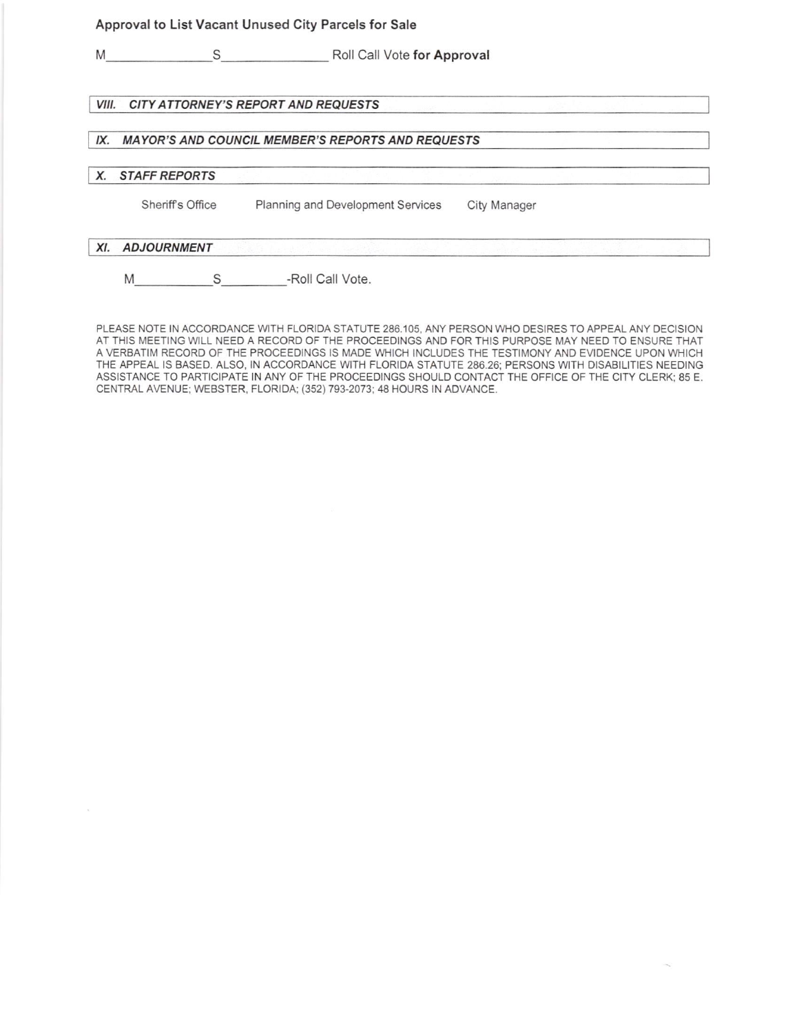**Approval to List Vacant Unused City Parcels for Sale**

M_______________ S_______________ Roll Call Vote **for Approval**

## *VIII. CITY ATTORNEY'S REPORT AND REQUESTS*

## *IX. MAYOR'S AND COUNCIL MEMBER'S REPORTS AND REQUESTS*

## *X. STAFF REPORTS*

Sheriff's Office    Planning and Development Services    City Manager

## *XI. ADJOURNMENT*

M___________ S_________ -Roll Call Vote.

PLEASE NOTE IN ACCORDANCE WITH FLORIDA STATUTE 286.105, ANY PERSON WHO DESIRES TO APPEAL ANY DECISION AT THIS MEETING WILL NEED A RECORD OF THE PROCEEDINGS AND FOR THIS PURPOSE MAY NEED TO ENSURE THAT A VERBATIM RECORD OF THE PROCEEDINGS IS MADE WHICH INCLUDES THE TESTIMONY AND EVIDENCE UPON WHICH THE APPEAL IS BASED. ALSO, IN ACCORDANCE WITH FLORIDA STATUTE 286.26; PERSONS WITH DISABILITIES NEEDING ASSISTANCE TO PARTICIPATE IN ANY OF THE PROCEEDINGS SHOULD CONTACT THE OFFICE OF THE CITY CLERK; 85 E. CENTRAL AVENUE; WEBSTER, FLORIDA; (352) 793-2073; 48 HOURS IN ADVANCE.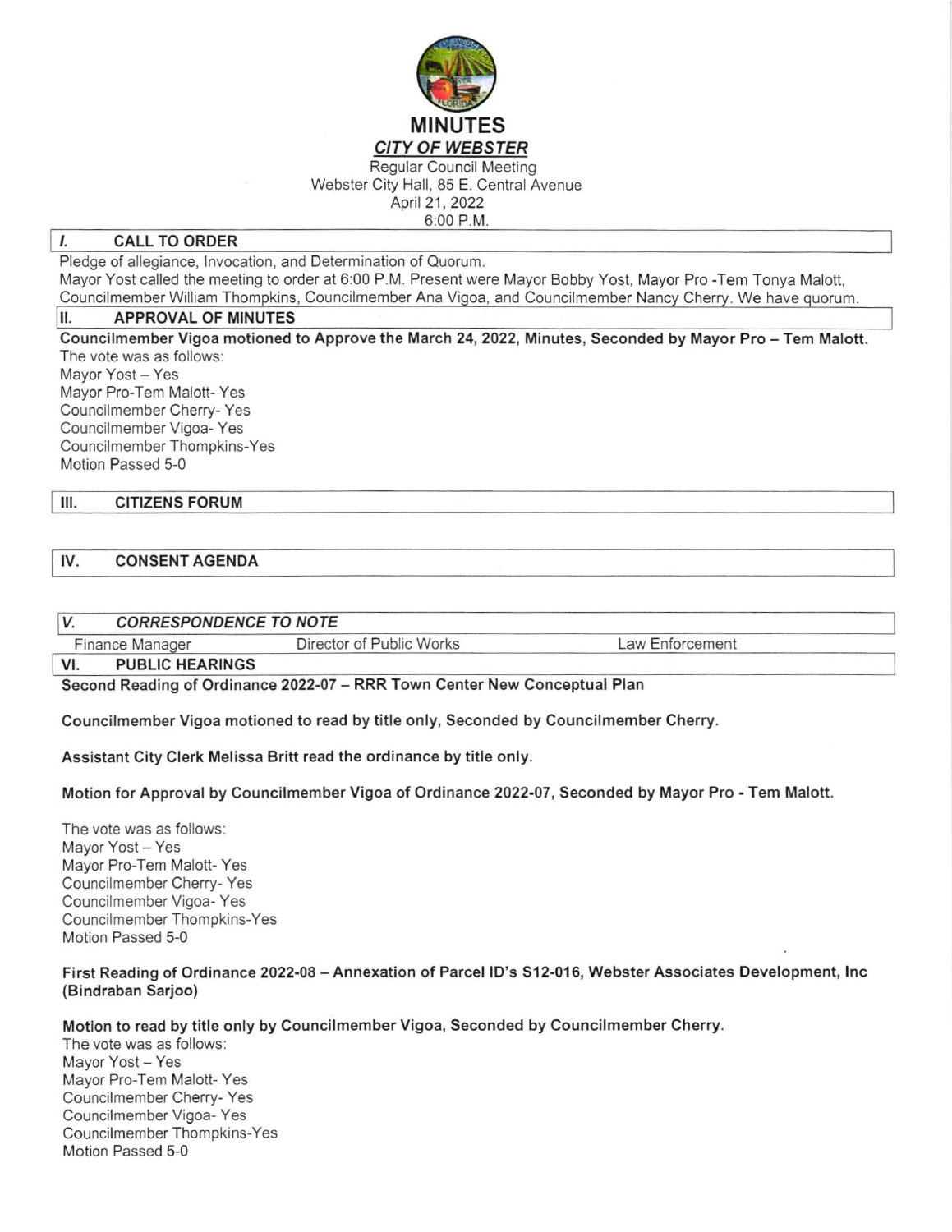# MINUTES

## *CITY OF WEBSTER*

Regular Council Meeting
Webster City Hall, 85 E. Central Avenue
April 21, 2022
6:00 P.M.

## *I.* CALL TO ORDER

Pledge of allegiance, Invocation, and Determination of Quorum.
Mayor Yost called the meeting to order at 6:00 P.M. Present were Mayor Bobby Yost, Mayor Pro -Tem Tonya Malott, Councilmember William Thompkins, Councilmember Ana Vigoa, and Councilmember Nancy Cherry. We have quorum.

## II. APPROVAL OF MINUTES

**Councilmember Vigoa motioned to Approve the March 24, 2022, Minutes, Seconded by Mayor Pro – Tem Malott.**

The vote was as follows:
Mayor Yost – Yes
Mayor Pro-Tem Malott- Yes
Councilmember Cherry- Yes
Councilmember Vigoa- Yes
Councilmember Thompkins-Yes
Motion Passed 5-0

## III. CITIZENS FORUM

## IV. CONSENT AGENDA

## *V. CORRESPONDENCE TO NOTE*

Finance Manager    Director of Public Works    Law Enforcement

## VI. PUBLIC HEARINGS

**Second Reading of Ordinance 2022-07 – RRR Town Center New Conceptual Plan**

**Councilmember Vigoa motioned to read by title only, Seconded by Councilmember Cherry.**

**Assistant City Clerk Melissa Britt read the ordinance by title only.**

**Motion for Approval by Councilmember Vigoa of Ordinance 2022-07, Seconded by Mayor Pro - Tem Malott.**

The vote was as follows:
Mayor Yost – Yes
Mayor Pro-Tem Malott- Yes
Councilmember Cherry- Yes
Councilmember Vigoa- Yes
Councilmember Thompkins-Yes
Motion Passed 5-0

**First Reading of Ordinance 2022-08 – Annexation of Parcel ID's S12-016, Webster Associates Development, Inc (Bindraban Sarjoo)**

**Motion to read by title only by Councilmember Vigoa, Seconded by Councilmember Cherry.**

The vote was as follows:
Mayor Yost – Yes
Mayor Pro-Tem Malott- Yes
Councilmember Cherry- Yes
Councilmember Vigoa- Yes
Councilmember Thompkins-Yes
Motion Passed 5-0